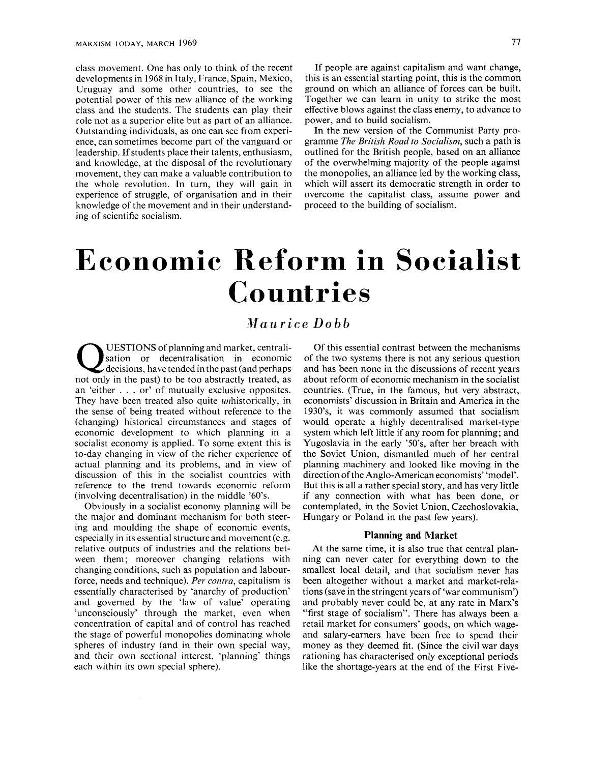class movement. One has only to think of the recent developments in 1968 in Italy, France, Spain, Mexico, Uruguay and some other countries, to see the potential power of this new alliance of the working class and the students. The students can play their role not as a superior elite but as part of an alliance. Outstanding individuals, as one can see from experience, can sometimes become part of the vanguard or leadership. If students place their talents, enthusiasm, and knowledge, at the disposal of the revolutionary movement, they can make a valuable contribution to the whole revolution. In turn, they will gain in experience of struggle, of organisation and in their knowledge of the movement and in their understanding of scientific socialism.

If people are against capitalism and want change, this is an essential starting point, this is the common ground on which an alliance of forces can be built. Together we can learn in unity to strike the most effective blows against the class enemy, to advance to power, and to build socialism.

In the new version of the Communist Party programme *The British Road to Socialism*, such a path is outlined for the British people, based on an alliance of the overwhelming majority of the people against the monopolies, an alliance led by the working class, which will assert its democratic strength in order to overcome the capitalist class, assume power and proceed to the building of socialism.

# Economic Reform in Socialist Countries

*Maurice Dobb*

QUESTIONS of planning and market, centralisation or decentralisation in economic decisions, have tended in the past (and perhaps not only in the past) to be too abstractly treated, as an 'either . . . or' of mutually exclusive opposites. They have been treated also quite *un*historically, in the sense of being treated without reference to the (changing) historical circumstances and stages of economic development to which planning in a socialist economy is applied. To some extent this is to-day changing in view of the richer experience of actual planning and its problems, and in view of discussion of this in the socialist countries with reference to the trend towards economic reform (involving decentralisation) in the middle '60's.

Obviously in a socialist economy planning will be the major and dominant mechanism for both steering and moulding the shape of economic events, especially in its essential structure and movement (e.g. relative outputs of industries and the relations between them; moreover changing relations with changing conditions, such as population and labour-force, needs and technique). *Per contra*, capitalism is essentially characterised by 'anarchy of production' and governed by the 'law of value' operating 'unconsciously' through the market, even when concentration of capital and of control has reached the stage of powerful monopolies dominating whole spheres of industry (and in their own special way, and their own sectional interest, 'planning' things each within its own special sphere).

Of this essential contrast between the mechanisms of the two systems there is not any serious question and has been none in the discussions of recent years about reform of economic mechanism in the socialist countries. (True, in the famous, but very abstract, economists' discussion in Britain and America in the 1930's, it was commonly assumed that socialism would operate a highly decentralised market-type system which left little if any room for planning; and Yugoslavia in the early '50's, after her breach with the Soviet Union, dismantled much of her central planning machinery and looked like moving in the direction of the Anglo-American economists' 'model'. But this is all a rather special story, and has very little if any connection with what has been done, or contemplated, in the Soviet Union, Czechoslovakia, Hungary or Poland in the past few years).

## Planning and Market

At the same time, it is also true that central planning can never cater for everything down to the smallest local detail, and that socialism never has been altogether without a market and market-relations (save in the stringent years of 'war communism') and probably never could be, at any rate in Marx's "first stage of socialism". There has always been a retail market for consumers' goods, on which wage- and salary-earners have been free to spend their money as they deemed fit. (Since the civil war days rationing has characterised only exceptional periods like the shortage-years at the end of the First Five-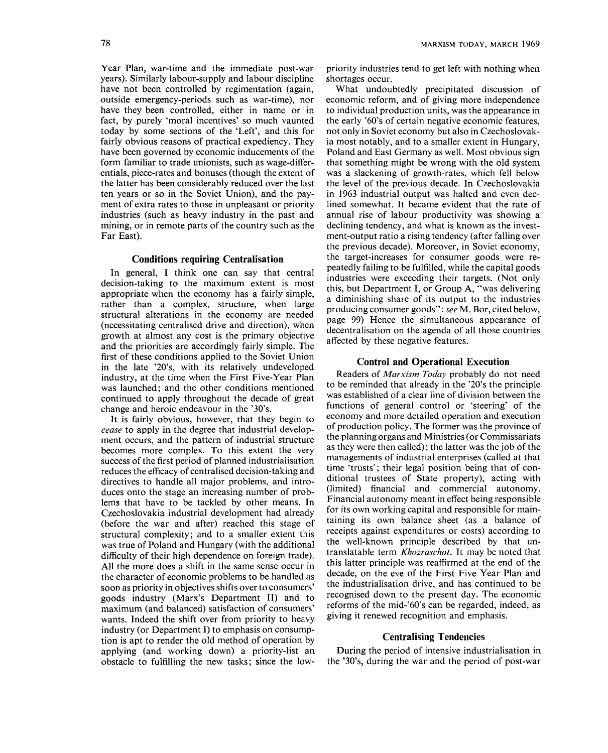Year Plan, war-time and the immediate post-war years). Similarly labour-supply and labour discipline have not been controlled by regimentation (again, outside emergency-periods such as war-time), nor have they been controlled, either in name or in fact, by purely 'moral incentives' so much vaunted today by some sections of the 'Left', and this for fairly obvious reasons of practical expediency. They have been governed by economic inducements of the form familiar to trade unionists, such as wage-differentials, piece-rates and bonuses (though the extent of the latter has been considerably reduced over the last ten years or so in the Soviet Union), and the payment of extra rates to those in unpleasant or priority industries (such as heavy industry in the past and mining, or in remote parts of the country such as the Far East).

### Conditions requiring Centralisation

In general, I think one can say that central decision-taking to the maximum extent is most appropriate when the economy has a fairly simple, rather than a complex, structure, when large structural alterations in the economy are needed (necessitating centralised drive and direction), when growth at almost any cost is the primary objective and the priorities are accordingly fairly simple. The first of these conditions applied to the Soviet Union in the late '20's, with its relatively undeveloped industry, at the time when the First Five-Year Plan was launched; and the other conditions mentioned continued to apply throughout the decade of great change and heroic endeavour in the '30's.

It is fairly obvious, however, that they begin to *cease* to apply in the degree that industrial development occurs, and the pattern of industrial structure becomes more complex. To this extent the very success of the first period of planned industrialisation reduces the efficacy of centralised decision-taking and directives to handle all major problems, and introduces onto the stage an increasing number of problems that have to be tackled by other means. In Czechoslovakia industrial development had already (before the war and after) reached this stage of structural complexity; and to a smaller extent this was true of Poland and Hungary (with the additional difficulty of their high dependence on foreign trade). All the more does a shift in the same sense occur in the character of economic problems to be handled as soon as priority in objectives shifts over to consumers' goods industry (Marx's Department II) and to maximum (and balanced) satisfaction of consumers' wants. Indeed the shift over from priority to heavy industry (or Department I) to emphasis on consumption is apt to render the old method of operation by applying (and working down) a priority-list an obstacle to fulfilling the new tasks; since the low-priority industries tend to get left with nothing when shortages occur.

What undoubtedly precipitated discussion of economic reform, and of giving more independence to individual production units, was the appearance in the early '60's of certain negative economic features, not only in Soviet economy but also in Czechoslovakia most notably, and to a smaller extent in Hungary, Poland and East Germany as well. Most obvious sign that something might be wrong with the old system was a slackening of growth-rates, which fell below the level of the previous decade. In Czechoslovakia in 1963 industrial output was halted and even declined somewhat. It became evident that the rate of annual rise of labour productivity was showing a declining tendency, and what is known as the investment-output ratio a rising tendency (after falling over the previous decade). Moreover, in Soviet economy, the target-increases for consumer goods were repeatedly failing to be fulfilled, while the capital goods industries were exceeding their targets. (Not only this, but Department I, or Group A, "was delivering a diminishing share of its output to the industries producing consumer goods": *see* M. Bor, cited below, page 99) Hence the simultaneous appearance of decentralisation on the agenda of all those countries affected by these negative features.

### Control and Operational Execution

Readers of *Marxism Today* probably do not need to be reminded that already in the '20's the principle was established of a clear line of division between the functions of general control or 'steering' of the economy and more detailed operation and execution of production policy. The former was the province of the planning organs and Ministries (or Commissariats as they were then called); the latter was the job of the managements of industrial enterprises (called at that time 'trusts'; their legal position being that of conditional trustees of State property), acting with (limited) financial and commercial autonomy. Financial autonomy meant in effect being responsible for its own working capital and responsible for maintaining its own balance sheet (as a balance of receipts against expenditures or costs) according to the well-known principle described by that untranslatable term *Khozraschot*. It may be noted that this latter principle was reaffirmed at the end of the decade, on the eve of the First Five Year Plan and the industrialisation drive, and has continued to be recognised down to the present day. The economic reforms of the mid-'60's can be regarded, indeed, as giving it renewed recognition and emphasis.

### Centralising Tendencies

During the period of intensive industrialisation in the '30's, during the war and the period of post-war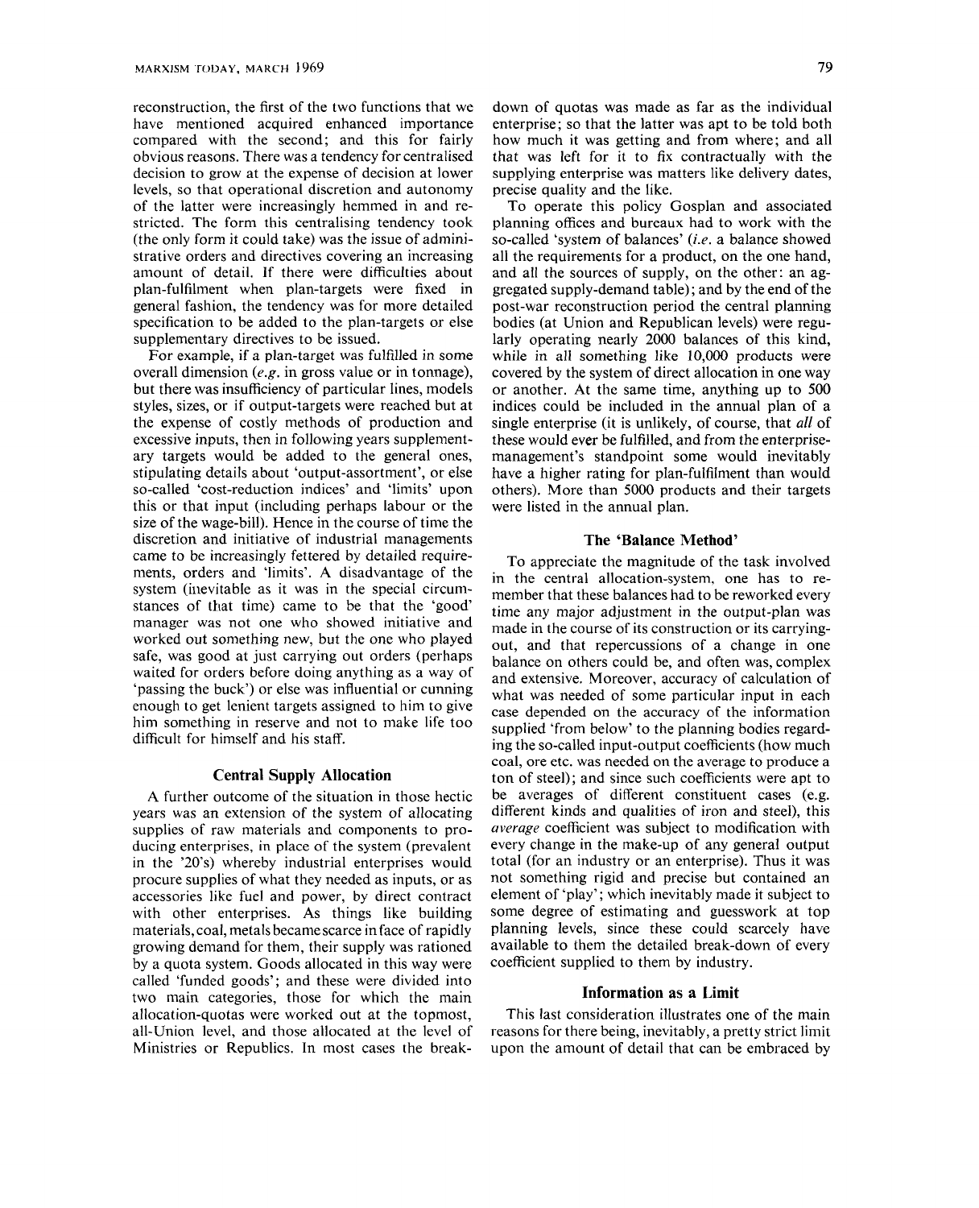reconstruction, the first of the two functions that we have mentioned acquired enhanced importance compared with the second; and this for fairly obvious reasons. There was a tendency for centralised decision to grow at the expense of decision at lower levels, so that operational discretion and autonomy of the latter were increasingly hemmed in and restricted. The form this centralising tendency took (the only form it could take) was the issue of administrative orders and directives covering an increasing amount of detail. If there were difficulties about plan-fulfilment when plan-targets were fixed in general fashion, the tendency was for more detailed specification to be added to the plan-targets or else supplementary directives to be issued.

For example, if a plan-target was fulfilled in some overall dimension (*e.g.* in gross value or in tonnage), but there was insufficiency of particular lines, models styles, sizes, or if output-targets were reached but at the expense of costly methods of production and excessive inputs, then in following years supplementary targets would be added to the general ones, stipulating details about 'output-assortment', or else so-called 'cost-reduction indices' and 'limits' upon this or that input (including perhaps labour or the size of the wage-bill). Hence in the course of time the discretion and initiative of industrial managements came to be increasingly fettered by detailed requirements, orders and 'limits'. A disadvantage of the system (inevitable as it was in the special circumstances of that time) came to be that the 'good' manager was not one who showed initiative and worked out something new, but the one who played safe, was good at just carrying out orders (perhaps waited for orders before doing anything as a way of 'passing the buck') or else was influential or cunning enough to get lenient targets assigned to him to give him something in reserve and not to make life too difficult for himself and his staff.

### Central Supply Allocation

A further outcome of the situation in those hectic years was an extension of the system of allocating supplies of raw materials and components to producing enterprises, in place of the system (prevalent in the '20's) whereby industrial enterprises would procure supplies of what they needed as inputs, or as accessories like fuel and power, by direct contract with other enterprises. As things like building materials, coal, metals became scarce in face of rapidly growing demand for them, their supply was rationed by a quota system. Goods allocated in this way were called 'funded goods'; and these were divided into two main categories, those for which the main allocation-quotas were worked out at the topmost, all-Union level, and those allocated at the level of Ministries or Republics. In most cases the break-down of quotas was made as far as the individual enterprise; so that the latter was apt to be told both how much it was getting and from where; and all that was left for it to fix contractually with the supplying enterprise was matters like delivery dates, precise quality and the like.

To operate this policy Gosplan and associated planning offices and bureaux had to work with the so-called 'system of balances' (*i.e.* a balance showed all the requirements for a product, on the one hand, and all the sources of supply, on the other: an aggregated supply-demand table); and by the end of the post-war reconstruction period the central planning bodies (at Union and Republican levels) were regularly operating nearly 2000 balances of this kind, while in all something like 10,000 products were covered by the system of direct allocation in one way or another. At the same time, anything up to 500 indices could be included in the annual plan of a single enterprise (it is unlikely, of course, that *all* of these would ever be fulfilled, and from the enterprise-management's standpoint some would inevitably have a higher rating for plan-fulfilment than would others). More than 5000 products and their targets were listed in the annual plan.

### The 'Balance Method'

To appreciate the magnitude of the task involved in the central allocation-system, one has to remember that these balances had to be reworked every time any major adjustment in the output-plan was made in the course of its construction or its carrying-out, and that repercussions of a change in one balance on others could be, and often was, complex and extensive. Moreover, accuracy of calculation of what was needed of some particular input in each case depended on the accuracy of the information supplied 'from below' to the planning bodies regarding the so-called input-output coefficients (how much coal, ore etc. was needed on the average to produce a ton of steel); and since such coefficients were apt to be averages of different constituent cases (e.g. different kinds and qualities of iron and steel), this *average* coefficient was subject to modification with every change in the make-up of any general output total (for an industry or an enterprise). Thus it was not something rigid and precise but contained an element of 'play'; which inevitably made it subject to some degree of estimating and guesswork at top planning levels, since these could scarcely have available to them the detailed break-down of every coefficient supplied to them by industry.

### Information as a Limit

This last consideration illustrates one of the main reasons for there being, inevitably, a pretty strict limit upon the amount of detail that can be embraced by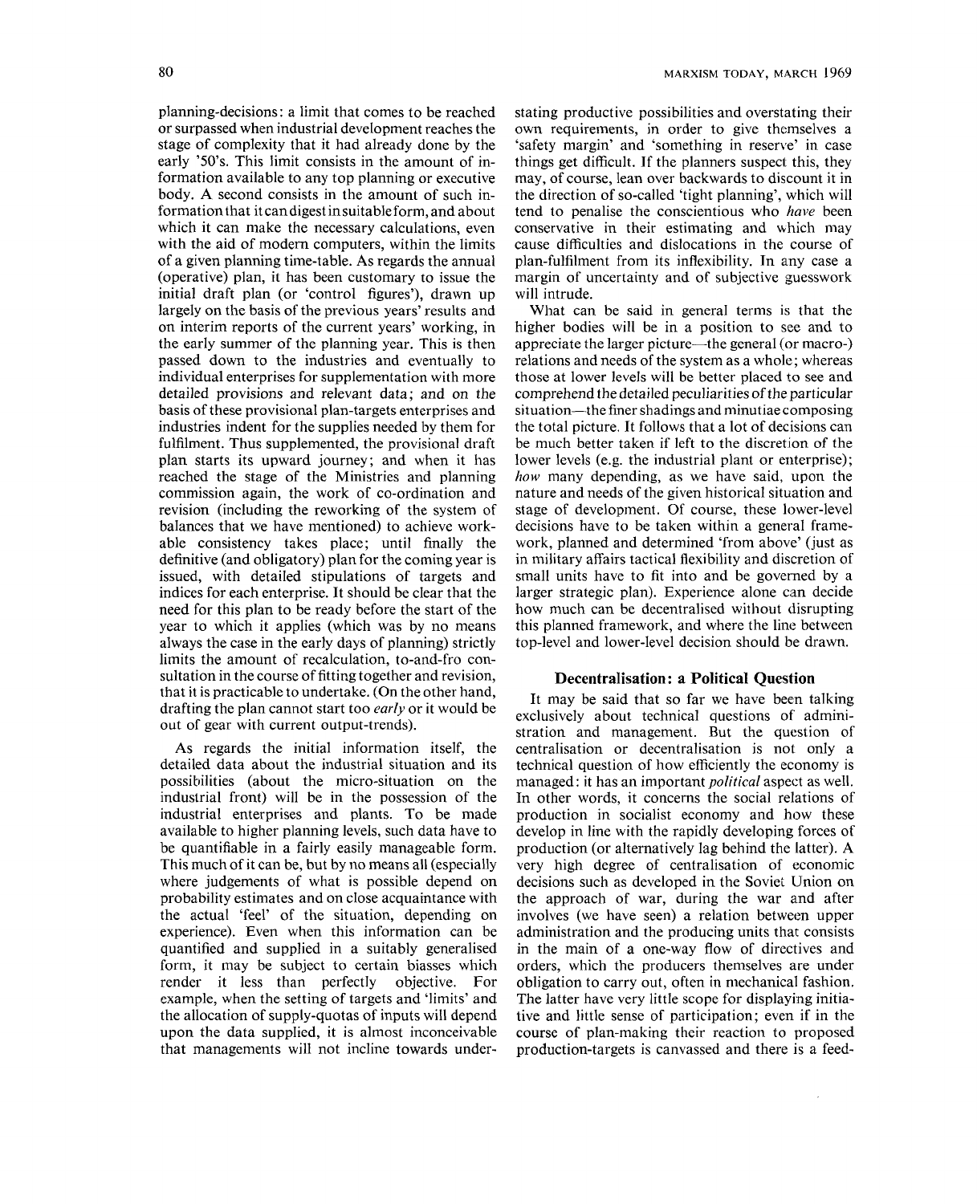planning-decisions: a limit that comes to be reached or surpassed when industrial development reaches the stage of complexity that it had already done by the early '50's. This limit consists in the amount of information available to any top planning or executive body. A second consists in the amount of such information that it can digest in suitable form, and about which it can make the necessary calculations, even with the aid of modern computers, within the limits of a given planning time-table. As regards the annual (operative) plan, it has been customary to issue the initial draft plan (or 'control figures'), drawn up largely on the basis of the previous years' results and on interim reports of the current years' working, in the early summer of the planning year. This is then passed down to the industries and eventually to individual enterprises for supplementation with more detailed provisions and relevant data; and on the basis of these provisional plan-targets enterprises and industries indent for the supplies needed by them for fulfilment. Thus supplemented, the provisional draft plan starts its upward journey; and when it has reached the stage of the Ministries and planning commission again, the work of co-ordination and revision (including the reworking of the system of balances that we have mentioned) to achieve workable consistency takes place; until finally the definitive (and obligatory) plan for the coming year is issued, with detailed stipulations of targets and indices for each enterprise. It should be clear that the need for this plan to be ready before the start of the year to which it applies (which was by no means always the case in the early days of planning) strictly limits the amount of recalculation, to-and-fro consultation in the course of fitting together and revision, that it is practicable to undertake. (On the other hand, drafting the plan cannot start too *early* or it would be out of gear with current output-trends).

As regards the initial information itself, the detailed data about the industrial situation and its possibilities (about the micro-situation on the industrial front) will be in the possession of the industrial enterprises and plants. To be made available to higher planning levels, such data have to be quantifiable in a fairly easily manageable form. This much of it can be, but by no means all (especially where judgements of what is possible depend on probability estimates and on close acquaintance with the actual 'feel' of the situation, depending on experience). Even when this information can be quantified and supplied in a suitably generalised form, it may be subject to certain biasses which render it less than perfectly objective. For example, when the setting of targets and 'limits' and the allocation of supply-quotas of inputs will depend upon the data supplied, it is almost inconceivable that managements will not incline towards understating productive possibilities and overstating their own requirements, in order to give themselves a 'safety margin' and 'something in reserve' in case things get difficult. If the planners suspect this, they may, of course, lean over backwards to discount it in the direction of so-called 'tight planning', which will tend to penalise the conscientious who *have* been conservative in their estimating and which may cause difficulties and dislocations in the course of plan-fulfilment from its inflexibility. In any case a margin of uncertainty and of subjective guesswork will intrude.

What can be said in general terms is that the higher bodies will be in a position to see and to appreciate the larger picture—the general (or macro-) relations and needs of the system as a whole; whereas those at lower levels will be better placed to see and comprehend the detailed peculiarities of the particular situation—the finer shadings and minutiae composing the total picture. It follows that a lot of decisions can be much better taken if left to the discretion of the lower levels (e.g. the industrial plant or enterprise); *how* many depending, as we have said, upon the nature and needs of the given historical situation and stage of development. Of course, these lower-level decisions have to be taken within a general framework, planned and determined 'from above' (just as in military affairs tactical flexibility and discretion of small units have to fit into and be governed by a larger strategic plan). Experience alone can decide how much can be decentralised without disrupting this planned framework, and where the line between top-level and lower-level decision should be drawn.

### Decentralisation: a Political Question

It may be said that so far we have been talking exclusively about technical questions of administration and management. But the question of centralisation or decentralisation is not only a technical question of how efficiently the economy is managed: it has an important *political* aspect as well. In other words, it concerns the social relations of production in socialist economy and how these develop in line with the rapidly developing forces of production (or alternatively lag behind the latter). A very high degree of centralisation of economic decisions such as developed in the Soviet Union on the approach of war, during the war and after involves (we have seen) a relation between upper administration and the producing units that consists in the main of a one-way flow of directives and orders, which the producers themselves are under obligation to carry out, often in mechanical fashion. The latter have very little scope for displaying initiative and little sense of participation; even if in the course of plan-making their reaction to proposed production-targets is canvassed and there is a feed-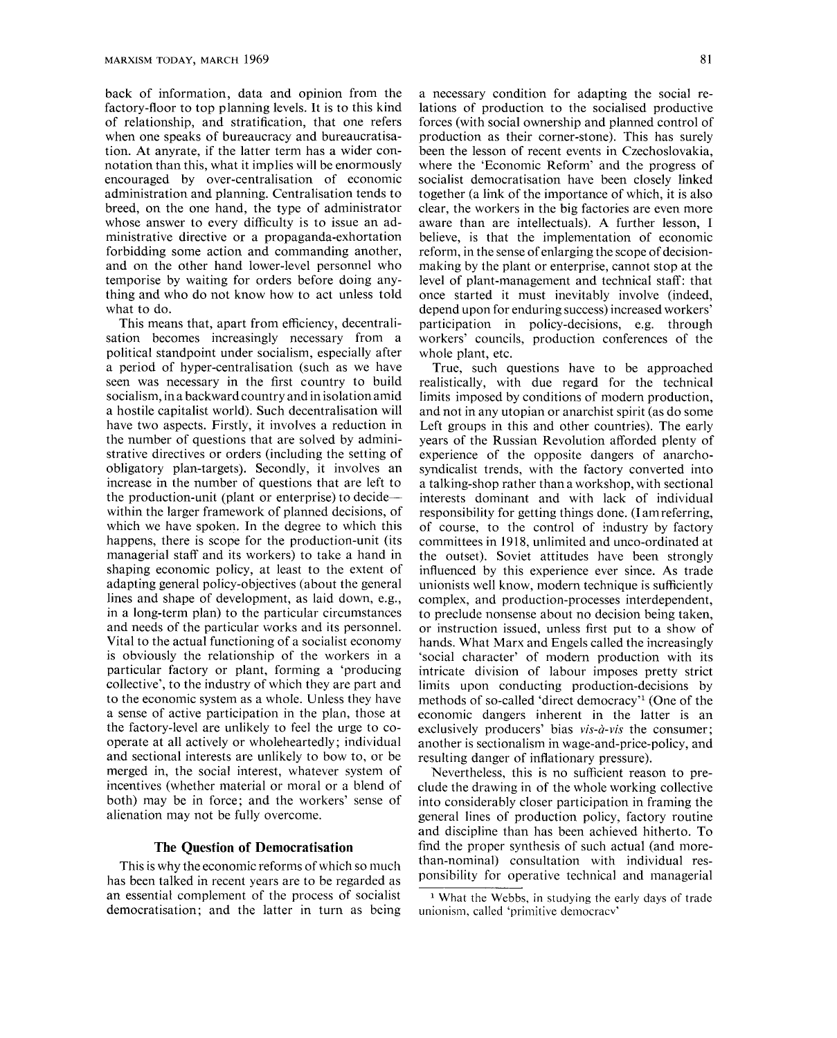back of information, data and opinion from the factory-floor to top planning levels. It is to this kind of relationship, and stratification, that one refers when one speaks of bureaucracy and bureaucratisation. At anyrate, if the latter term has a wider connotation than this, what it implies will be enormously encouraged by over-centralisation of economic administration and planning. Centralisation tends to breed, on the one hand, the type of administrator whose answer to every difficulty is to issue an administrative directive or a propaganda-exhortation forbidding some action and commanding another, and on the other hand lower-level personnel who temporise by waiting for orders before doing anything and who do not know how to act unless told what to do.

This means that, apart from efficiency, decentralisation becomes increasingly necessary from a political standpoint under socialism, especially after a period of hyper-centralisation (such as we have seen was necessary in the first country to build socialism, in a backward country and in isolation amid a hostile capitalist world). Such decentralisation will have two aspects. Firstly, it involves a reduction in the number of questions that are solved by administrative directives or orders (including the setting of obligatory plan-targets). Secondly, it involves an increase in the number of questions that are left to the production-unit (plant or enterprise) to decide—within the larger framework of planned decisions, of which we have spoken. In the degree to which this happens, there is scope for the production-unit (its managerial staff and its workers) to take a hand in shaping economic policy, at least to the extent of adapting general policy-objectives (about the general lines and shape of development, as laid down, e.g., in a long-term plan) to the particular circumstances and needs of the particular works and its personnel. Vital to the actual functioning of a socialist economy is obviously the relationship of the workers in a particular factory or plant, forming a 'producing collective', to the industry of which they are part and to the economic system as a whole. Unless they have a sense of active participation in the plan, those at the factory-level are unlikely to feel the urge to co-operate at all actively or wholeheartedly; individual and sectional interests are unlikely to bow to, or be merged in, the social interest, whatever system of incentives (whether material or moral or a blend of both) may be in force; and the workers' sense of alienation may not be fully overcome.

## The Question of Democratisation

This is why the economic reforms of which so much has been talked in recent years are to be regarded as an essential complement of the process of socialist democratisation; and the latter in turn as being a necessary condition for adapting the social relations of production to the socialised productive forces (with social ownership and planned control of production as their corner-stone). This has surely been the lesson of recent events in Czechoslovakia, where the 'Economic Reform' and the progress of socialist democratisation have been closely linked together (a link of the importance of which, it is also clear, the workers in the big factories are even more aware than are intellectuals). A further lesson, I believe, is that the implementation of economic reform, in the sense of enlarging the scope of decision-making by the plant or enterprise, cannot stop at the level of plant-management and technical staff: that once started it must inevitably involve (indeed, depend upon for enduring success) increased workers' participation in policy-decisions, e.g. through workers' councils, production conferences of the whole plant, etc.

True, such questions have to be approached realistically, with due regard for the technical limits imposed by conditions of modern production, and not in any utopian or anarchist spirit (as do some Left groups in this and other countries). The early years of the Russian Revolution afforded plenty of experience of the opposite dangers of anarcho-syndicalist trends, with the factory converted into a talking-shop rather than a workshop, with sectional interests dominant and with lack of individual responsibility for getting things done. (I am referring, of course, to the control of industry by factory committees in 1918, unlimited and unco-ordinated at the outset). Soviet attitudes have been strongly influenced by this experience ever since. As trade unionists well know, modern technique is sufficiently complex, and production-processes interdependent, to preclude nonsense about no decision being taken, or instruction issued, unless first put to a show of hands. What Marx and Engels called the increasingly 'social character' of modern production with its intricate division of labour imposes pretty strict limits upon conducting production-decisions by methods of so-called 'direct democracy'[1] (One of the economic dangers inherent in the latter is an exclusively producers' bias *vis-à-vis* the consumer; another is sectionalism in wage-and-price-policy, and resulting danger of inflationary pressure).

Nevertheless, this is no sufficient reason to preclude the drawing in of the whole working collective into considerably closer participation in framing the general lines of production policy, factory routine and discipline than has been achieved hitherto. To find the proper synthesis of such actual (and more-than-nominal) consultation with individual responsibility for operative technical and managerial

[1] What the Webbs, in studying the early days of trade unionism, called 'primitive democracy'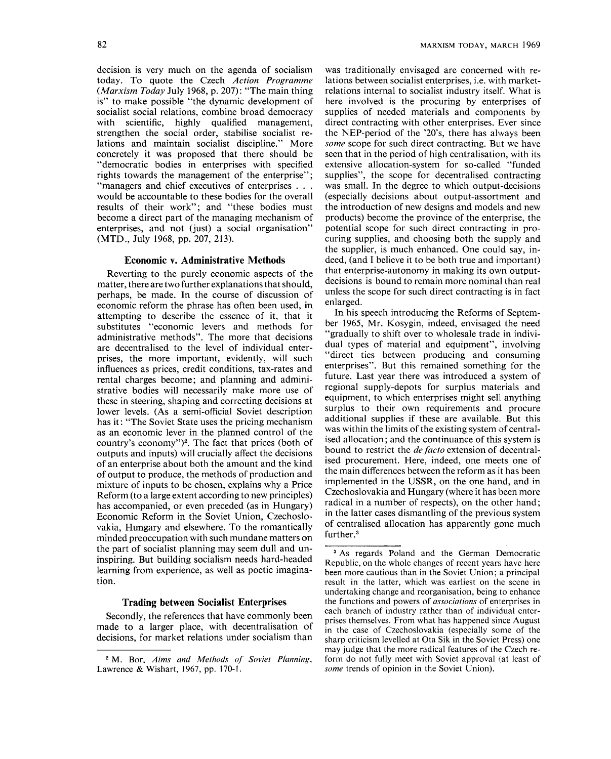decision is very much on the agenda of socialism today. To quote the Czech *Action Programme* (*Marxism Today* July 1968, p. 207): "The main thing is" to make possible "the dynamic development of socialist social relations, combine broad democracy with scientific, highly qualified management, strengthen the social order, stabilise socialist relations and maintain socialist discipline." More concretely it was proposed that there should be "democratic bodies in enterprises with specified rights towards the management of the enterprise"; "managers and chief executives of enterprises . . . would be accountable to these bodies for the overall results of their work"; and "these bodies must become a direct part of the managing mechanism of enterprises, and not (just) a social organisation" (MTD., July 1968, pp. 207, 213).

### Economic v. Administrative Methods

Reverting to the purely economic aspects of the matter, there are two further explanations that should, perhaps, be made. In the course of discussion of economic reform the phrase has often been used, in attempting to describe the essence of it, that it substitutes "economic levers and methods for administrative methods". The more that decisions are decentralised to the level of individual enterprises, the more important, evidently, will such influences as prices, credit conditions, tax-rates and rental charges become; and planning and administrative bodies will necessarily make more use of these in steering, shaping and correcting decisions at lower levels. (As a semi-official Soviet description has it: "The Soviet State uses the pricing mechanism as an economic lever in the planned control of the country's economy")[2]. The fact that prices (both of outputs and inputs) will crucially affect the decisions of an enterprise about both the amount and the kind of output to produce, the methods of production and mixture of inputs to be chosen, explains why a Price Reform (to a large extent according to new principles) has accompanied, or even preceded (as in Hungary) Economic Reform in the Soviet Union, Czechoslovakia, Hungary and elsewhere. To the romantically minded preoccupation with such mundane matters on the part of socialist planning may seem dull and uninspiring. But building socialism needs hard-headed learning from experience, as well as poetic imagination.

### Trading between Socialist Enterprises

Secondly, the references that have commonly been made to a larger place, with decentralisation of decisions, for market relations under socialism than was traditionally envisaged are concerned with relations between socialist enterprises, i.e. with market-relations internal to socialist industry itself. What is here involved is the procuring by enterprises of supplies of needed materials and components by direct contracting with other enterprises. Ever since the NEP-period of the '20's, there has always been *some* scope for such direct contracting. But we have seen that in the period of high centralisation, with its extensive allocation-system for so-called "funded supplies", the scope for decentralised contracting was small. In the degree to which output-decisions (especially decisions about output-assortment and the introduction of new designs and models and new products) become the province of the enterprise, the potential scope for such direct contracting in procuring supplies, and choosing both the supply and the supplier, is much enhanced. One could say, indeed, (and I believe it to be both true and important) that enterprise-autonomy in making its own output-decisions is bound to remain more nominal than real unless the scope for such direct contracting is in fact enlarged.

In his speech introducing the Reforms of September 1965, Mr. Kosygin, indeed, envisaged the need "gradually to shift over to wholesale trade in individual types of material and equipment", involving "direct ties between producing and consuming enterprises". But this remained something for the future. Last year there was introduced a system of regional supply-depots for surplus materials and equipment, to which enterprises might sell anything surplus to their own requirements and procure additional supplies if these are available. But this was within the limits of the existing system of centralised allocation; and the continuance of this system is bound to restrict the *de facto* extension of decentralised procurement. Here, indeed, one meets one of the main differences between the reform as it has been implemented in the USSR, on the one hand, and in Czechoslovakia and Hungary (where it has been more radical in a number of respects), on the other hand; in the latter cases dismantling of the previous system of centralised allocation has apparently gone much further.[3]

---

[2] M. Bor, *Aims and Methods of Soviet Planning*, Lawrence & Wishart, 1967, pp. 170-1.

[3] As regards Poland and the German Democratic Republic, on the whole changes of recent years have here been more cautious than in the Soviet Union; a principal result in the latter, which was earliest on the scene in undertaking change and reorganisation, being to enhance the functions and powers of *associations* of enterprises in each branch of industry rather than of individual enterprises themselves. From what has happened since August in the case of Czechoslovakia (especially some of the sharp criticism levelled at Ota Sik in the Soviet Press) one may judge that the more radical features of the Czech reform do not fully meet with Soviet approval (at least of *some* trends of opinion in the Soviet Union).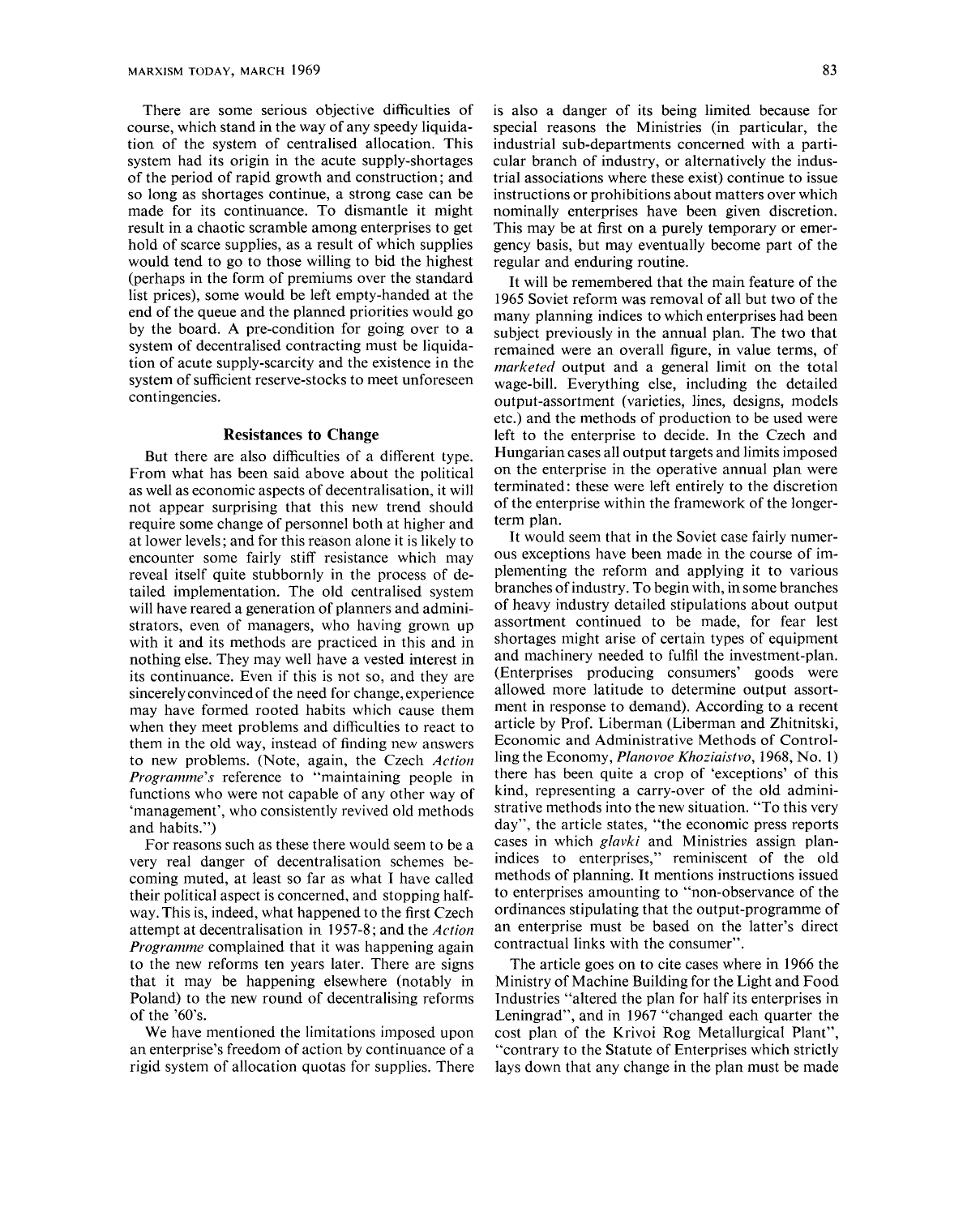There are some serious objective difficulties of course, which stand in the way of any speedy liquidation of the system of centralised allocation. This system had its origin in the acute supply-shortages of the period of rapid growth and construction; and so long as shortages continue, a strong case can be made for its continuance. To dismantle it might result in a chaotic scramble among enterprises to get hold of scarce supplies, as a result of which supplies would tend to go to those willing to bid the highest (perhaps in the form of premiums over the standard list prices), some would be left empty-handed at the end of the queue and the planned priorities would go by the board. A pre-condition for going over to a system of decentralised contracting must be liquidation of acute supply-scarcity and the existence in the system of sufficient reserve-stocks to meet unforeseen contingencies.

### Resistances to Change

But there are also difficulties of a different type. From what has been said above about the political as well as economic aspects of decentralisation, it will not appear surprising that this new trend should require some change of personnel both at higher and at lower levels; and for this reason alone it is likely to encounter some fairly stiff resistance which may reveal itself quite stubbornly in the process of detailed implementation. The old centralised system will have reared a generation of planners and administrators, even of managers, who having grown up with it and its methods are practiced in this and in nothing else. They may well have a vested interest in its continuance. Even if this is not so, and they are sincerely convinced of the need for change, experience may have formed rooted habits which cause them when they meet problems and difficulties to react to them in the old way, instead of finding new answers to new problems. (Note, again, the Czech *Action Programme's* reference to "maintaining people in functions who were not capable of any other way of 'management', who consistently revived old methods and habits.")

For reasons such as these there would seem to be a very real danger of decentralisation schemes becoming muted, at least so far as what I have called their political aspect is concerned, and stopping halfway. This is, indeed, what happened to the first Czech attempt at decentralisation in 1957-8; and the *Action Programme* complained that it was happening again to the new reforms ten years later. There are signs that it may be happening elsewhere (notably in Poland) to the new round of decentralising reforms of the '60's.

We have mentioned the limitations imposed upon an enterprise's freedom of action by continuance of a rigid system of allocation quotas for supplies. There is also a danger of its being limited because for special reasons the Ministries (in particular, the industrial sub-departments concerned with a particular branch of industry, or alternatively the industrial associations where these exist) continue to issue instructions or prohibitions about matters over which nominally enterprises have been given discretion. This may be at first on a purely temporary or emergency basis, but may eventually become part of the regular and enduring routine.

It will be remembered that the main feature of the 1965 Soviet reform was removal of all but two of the many planning indices to which enterprises had been subject previously in the annual plan. The two that remained were an overall figure, in value terms, of *marketed* output and a general limit on the total wage-bill. Everything else, including the detailed output-assortment (varieties, lines, designs, models etc.) and the methods of production to be used were left to the enterprise to decide. In the Czech and Hungarian cases all output targets and limits imposed on the enterprise in the operative annual plan were terminated: these were left entirely to the discretion of the enterprise within the framework of the longer-term plan.

It would seem that in the Soviet case fairly numerous exceptions have been made in the course of implementing the reform and applying it to various branches of industry. To begin with, in some branches of heavy industry detailed stipulations about output assortment continued to be made, for fear lest shortages might arise of certain types of equipment and machinery needed to fulfil the investment-plan. (Enterprises producing consumers' goods were allowed more latitude to determine output assortment in response to demand). According to a recent article by Prof. Liberman (Liberman and Zhitnitski, Economic and Administrative Methods of Controlling the Economy, *Planovoe Khoziaistvo*, 1968, No. 1) there has been quite a crop of 'exceptions' of this kind, representing a carry-over of the old administrative methods into the new situation. "To this very day", the article states, "the economic press reports cases in which *glavki* and Ministries assign plan-indices to enterprises," reminiscent of the old methods of planning. It mentions instructions issued to enterprises amounting to "non-observance of the ordinances stipulating that the output-programme of an enterprise must be based on the latter's direct contractual links with the consumer".

The article goes on to cite cases where in 1966 the Ministry of Machine Building for the Light and Food Industries "altered the plan for half its enterprises in Leningrad", and in 1967 "changed each quarter the cost plan of the Krivoi Rog Metallurgical Plant", "contrary to the Statute of Enterprises which strictly lays down that any change in the plan must be made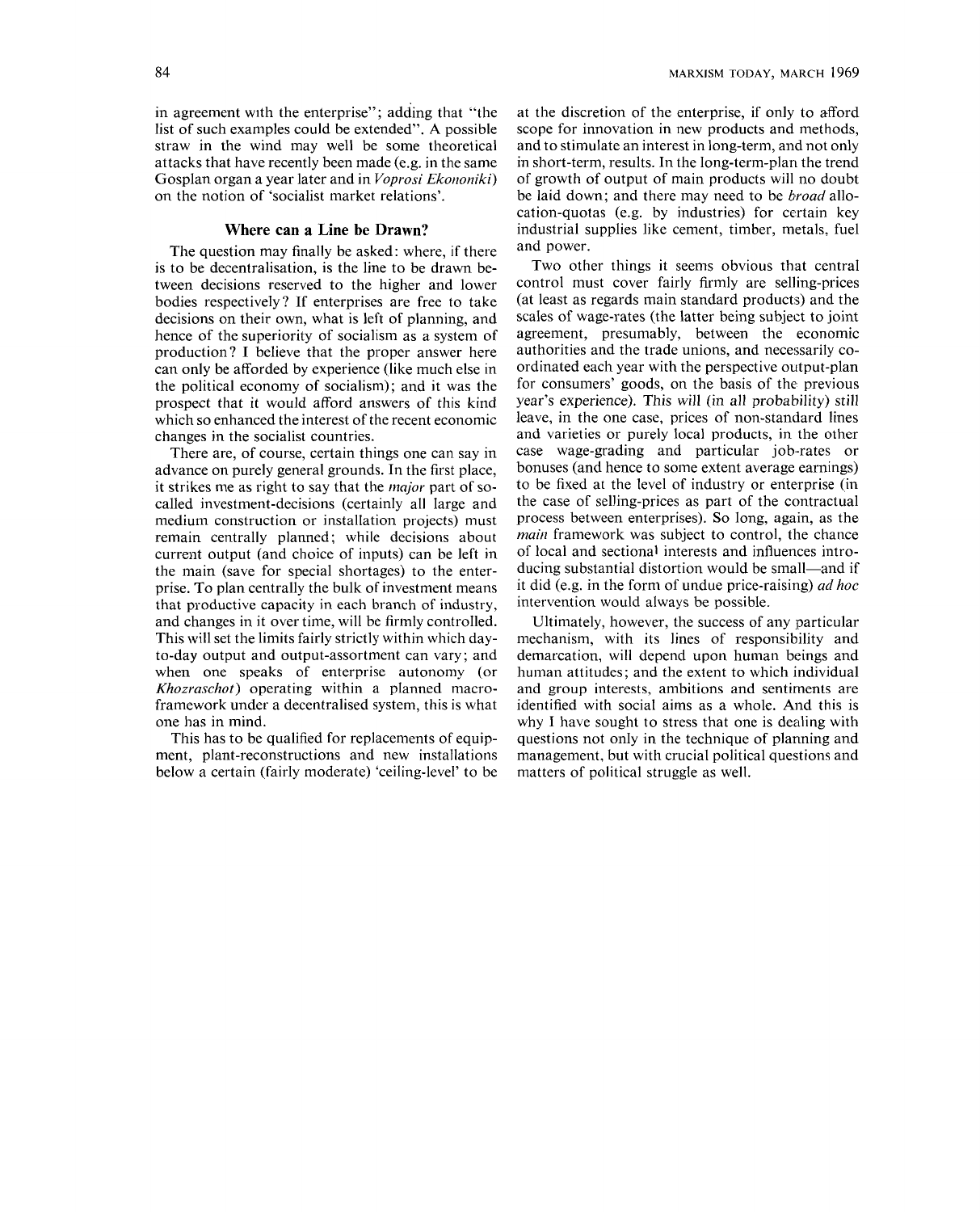in agreement with the enterprise"; adding that "the list of such examples could be extended". A possible straw in the wind may well be some theoretical attacks that have recently been made (e.g. in the same Gosplan organ a year later and in *Voprosi Ekononiki*) on the notion of 'socialist market relations'.

### Where can a Line be Drawn?

The question may finally be asked: where, if there is to be decentralisation, is the line to be drawn between decisions reserved to the higher and lower bodies respectively? If enterprises are free to take decisions on their own, what is left of planning, and hence of the superiority of socialism as a system of production? I believe that the proper answer here can only be afforded by experience (like much else in the political economy of socialism); and it was the prospect that it would afford answers of this kind which so enhanced the interest of the recent economic changes in the socialist countries.

There are, of course, certain things one can say in advance on purely general grounds. In the first place, it strikes me as right to say that the *major* part of so-called investment-decisions (certainly all large and medium construction or installation projects) must remain centrally planned; while decisions about current output (and choice of inputs) can be left in the main (save for special shortages) to the enterprise. To plan centrally the bulk of investment means that productive capacity in each branch of industry, and changes in it over time, will be firmly controlled. This will set the limits fairly strictly within which day-to-day output and output-assortment can vary; and when one speaks of enterprise autonomy (or *Khozraschot*) operating within a planned macro-framework under a decentralised system, this is what one has in mind.

This has to be qualified for replacements of equipment, plant-reconstructions and new installations below a certain (fairly moderate) 'ceiling-level' to be at the discretion of the enterprise, if only to afford scope for innovation in new products and methods, and to stimulate an interest in long-term, and not only in short-term, results. In the long-term-plan the trend of growth of output of main products will no doubt be laid down; and there may need to be *broad* allocation-quotas (e.g. by industries) for certain key industrial supplies like cement, timber, metals, fuel and power.

Two other things it seems obvious that central control must cover fairly firmly are selling-prices (at least as regards main standard products) and the scales of wage-rates (the latter being subject to joint agreement, presumably, between the economic authorities and the trade unions, and necessarily co-ordinated each year with the perspective output-plan for consumers' goods, on the basis of the previous year's experience). This will (in all probability) still leave, in the one case, prices of non-standard lines and varieties or purely local products, in the other case wage-grading and particular job-rates or bonuses (and hence to some extent average earnings) to be fixed at the level of industry or enterprise (in the case of selling-prices as part of the contractual process between enterprises). So long, again, as the *main* framework was subject to control, the chance of local and sectional interests and influences introducing substantial distortion would be small—and if it did (e.g. in the form of undue price-raising) *ad hoc* intervention would always be possible.

Ultimately, however, the success of any particular mechanism, with its lines of responsibility and demarcation, will depend upon human beings and human attitudes; and the extent to which individual and group interests, ambitions and sentiments are identified with social aims as a whole. And this is why I have sought to stress that one is dealing with questions not only in the technique of planning and management, but with crucial political questions and matters of political struggle as well.